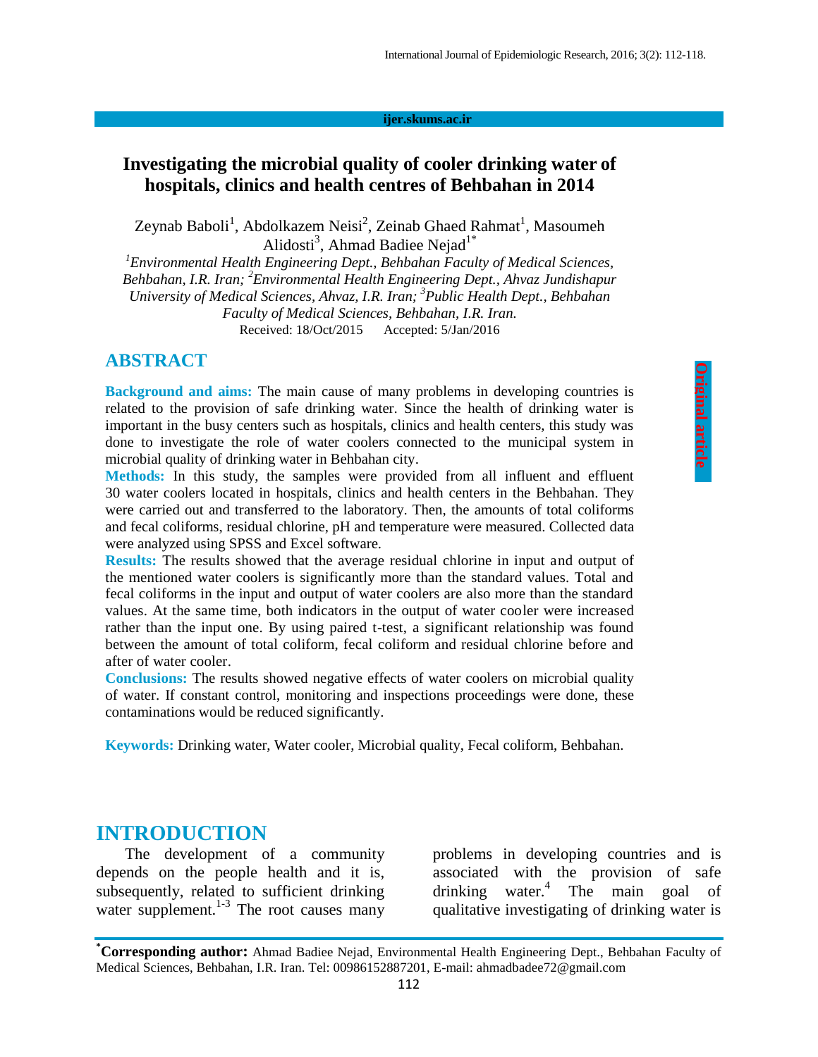# Investigating the microbial quality of cooler drinking water of hospitals, clinics and health centres of Behbahan in 2014

Zeynab Baboli[1], Abdolkazem Neisi[2], Zeinab Ghaed Rahmat[1], Masoumeh Alidosti[3], Ahmad Badiee Nejad[1*]

[1]*Environmental Health Engineering Dept., Behbahan Faculty of Medical Sciences, Behbahan, I.R. Iran;* [2]*Environmental Health Engineering Dept., Ahvaz Jundishapur University of Medical Sciences, Ahvaz, I.R. Iran;* [3]*Public Health Dept., Behbahan Faculty of Medical Sciences, Behbahan, I.R. Iran.*

Received: 18/Oct/2015 Accepted: 5/Jan/2016

Original article

## ABSTRACT

**Background and aims:** The main cause of many problems in developing countries is related to the provision of safe drinking water. Since the health of drinking water is important in the busy centers such as hospitals, clinics and health centers, this study was done to investigate the role of water coolers connected to the municipal system in microbial quality of drinking water in Behbahan city.

**Methods:** In this study, the samples were provided from all influent and effluent 30 water coolers located in hospitals, clinics and health centers in the Behbahan. They were carried out and transferred to the laboratory. Then, the amounts of total coliforms and fecal coliforms, residual chlorine, pH and temperature were measured. Collected data were analyzed using SPSS and Excel software.

**Results:** The results showed that the average residual chlorine in input and output of the mentioned water coolers is significantly more than the standard values. Total and fecal coliforms in the input and output of water coolers are also more than the standard values. At the same time, both indicators in the output of water cooler were increased rather than the input one. By using paired t-test, a significant relationship was found between the amount of total coliform, fecal coliform and residual chlorine before and after of water cooler.

**Conclusions:** The results showed negative effects of water coolers on microbial quality of water. If constant control, monitoring and inspections proceedings were done, these contaminations would be reduced significantly.

**Keywords:** Drinking water, Water cooler, Microbial quality, Fecal coliform, Behbahan.

## INTRODUCTION

The development of a community depends on the people health and it is, subsequently, related to sufficient drinking water supplement.[1-3] The root causes many problems in developing countries and is associated with the provision of safe drinking water.[4] The main goal of qualitative investigating of drinking water is

---

[*]**Corresponding author:** Ahmad Badiee Nejad, Environmental Health Engineering Dept., Behbahan Faculty of Medical Sciences, Behbahan, I.R. Iran. Tel: 00986152887201, E-mail: ahmadbadee72@gmail.com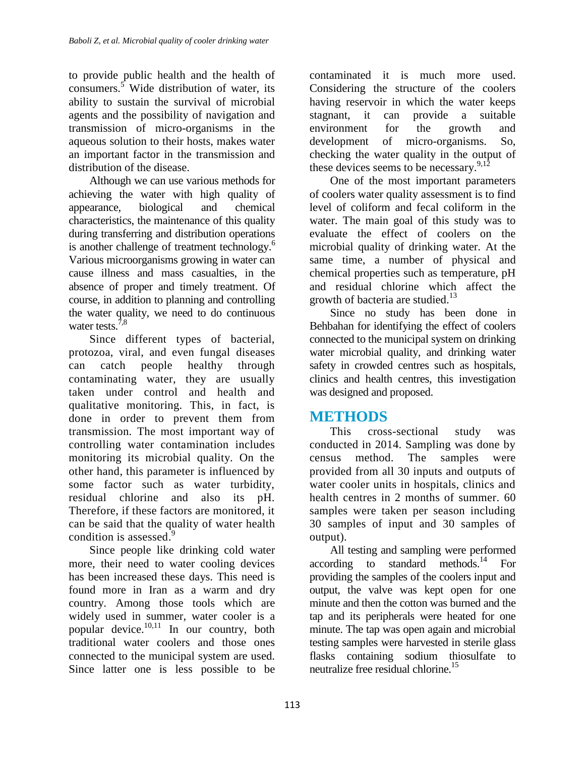to provide public health and the health of consumers.[5] Wide distribution of water, its ability to sustain the survival of microbial agents and the possibility of navigation and transmission of micro-organisms in the aqueous solution to their hosts, makes water an important factor in the transmission and distribution of the disease.

Although we can use various methods for achieving the water with high quality of appearance, biological and chemical characteristics, the maintenance of this quality during transferring and distribution operations is another challenge of treatment technology.[6] Various microorganisms growing in water can cause illness and mass casualties, in the absence of proper and timely treatment. Of course, in addition to planning and controlling the water quality, we need to do continuous water tests.[7,8]

Since different types of bacterial, protozoa, viral, and even fungal diseases can catch people healthy through contaminating water, they are usually taken under control and health and qualitative monitoring. This, in fact, is done in order to prevent them from transmission. The most important way of controlling water contamination includes monitoring its microbial quality. On the other hand, this parameter is influenced by some factor such as water turbidity, residual chlorine and also its pH. Therefore, if these factors are monitored, it can be said that the quality of water health condition is assessed.[9]

Since people like drinking cold water more, their need to water cooling devices has been increased these days. This need is found more in Iran as a warm and dry country. Among those tools which are widely used in summer, water cooler is a popular device.[10,11] In our country, both traditional water coolers and those ones connected to the municipal system are used. Since latter one is less possible to be contaminated it is much more used. Considering the structure of the coolers having reservoir in which the water keeps stagnant, it can provide a suitable environment for the growth and development of micro-organisms. So, checking the water quality in the output of these devices seems to be necessary.[9,12]

One of the most important parameters of coolers water quality assessment is to find level of coliform and fecal coliform in the water. The main goal of this study was to evaluate the effect of coolers on the microbial quality of drinking water. At the same time, a number of physical and chemical properties such as temperature, pH and residual chlorine which affect the growth of bacteria are studied.[13]

Since no study has been done in Behbahan for identifying the effect of coolers connected to the municipal system on drinking water microbial quality, and drinking water safety in crowded centres such as hospitals, clinics and health centres, this investigation was designed and proposed.

# METHODS

This cross-sectional study was conducted in 2014. Sampling was done by census method. The samples were provided from all 30 inputs and outputs of water cooler units in hospitals, clinics and health centres in 2 months of summer. 60 samples were taken per season including 30 samples of input and 30 samples of output).

All testing and sampling were performed according to standard methods.[14] For providing the samples of the coolers input and output, the valve was kept open for one minute and then the cotton was burned and the tap and its peripherals were heated for one minute. The tap was open again and microbial testing samples were harvested in sterile glass flasks containing sodium thiosulfate to neutralize free residual chlorine.[15]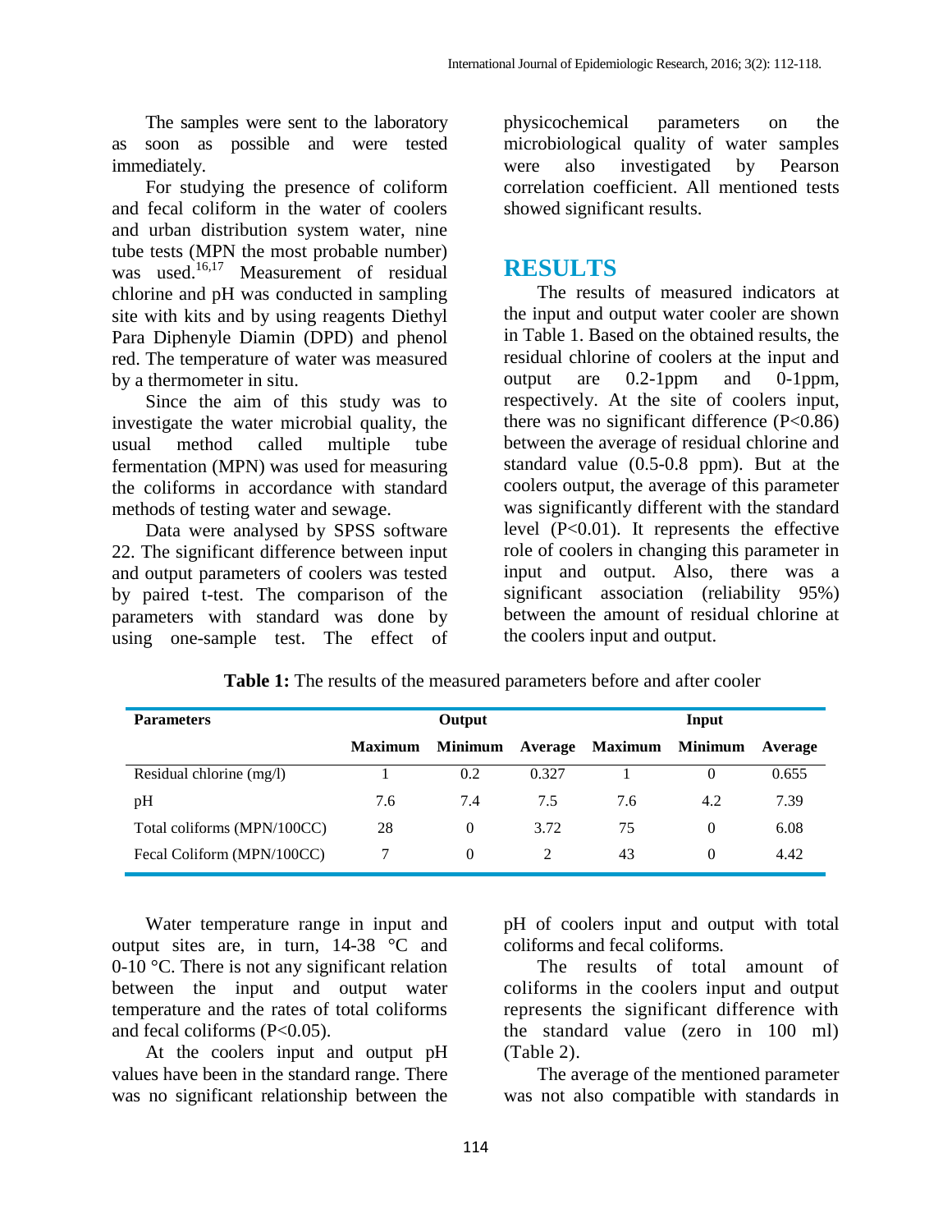The samples were sent to the laboratory as soon as possible and were tested immediately.

For studying the presence of coliform and fecal coliform in the water of coolers and urban distribution system water, nine tube tests (MPN the most probable number) was used.[16,17] Measurement of residual chlorine and pH was conducted in sampling site with kits and by using reagents Diethyl Para Diphenyle Diamin (DPD) and phenol red. The temperature of water was measured by a thermometer in situ.

Since the aim of this study was to investigate the water microbial quality, the usual method called multiple tube fermentation (MPN) was used for measuring the coliforms in accordance with standard methods of testing water and sewage.

Data were analysed by SPSS software 22. The significant difference between input and output parameters of coolers was tested by paired t-test. The comparison of the parameters with standard was done by using one-sample test. The effect of physicochemical parameters on the microbiological quality of water samples were also investigated by Pearson correlation coefficient. All mentioned tests showed significant results.

# RESULTS

The results of measured indicators at the input and output water cooler are shown in Table 1. Based on the obtained results, the residual chlorine of coolers at the input and output are 0.2-1ppm and 0-1ppm, respectively. At the site of coolers input, there was no significant difference ($P<0.86$) between the average of residual chlorine and standard value (0.5-0.8 ppm). But at the coolers output, the average of this parameter was significantly different with the standard level ($P<0.01$). It represents the effective role of coolers in changing this parameter in input and output. Also, there was a significant association (reliability 95%) between the amount of residual chlorine at the coolers input and output.

**Table 1:** The results of the measured parameters before and after cooler

| Parameters | Output | | | Input | | |
|---|---|---|---|---|---|---|
| | Maximum | Minimum | Average | Maximum | Minimum | Average |
| Residual chlorine (mg/l) | 1 | 0.2 | 0.327 | 1 | 0 | 0.655 |
| pH | 7.6 | 7.4 | 7.5 | 7.6 | 4.2 | 7.39 |
| Total coliforms (MPN/100CC) | 28 | 0 | 3.72 | 75 | 0 | 6.08 |
| Fecal Coliform (MPN/100CC) | 7 | 0 | 2 | 43 | 0 | 4.42 |

Water temperature range in input and output sites are, in turn, 14-38 °C and 0-10 °C. There is not any significant relation between the input and output water temperature and the rates of total coliforms and fecal coliforms ($P<0.05$).

At the coolers input and output pH values have been in the standard range. There was no significant relationship between the pH of coolers input and output with total coliforms and fecal coliforms.

The results of total amount of coliforms in the coolers input and output represents the significant difference with the standard value (zero in 100 ml) (Table 2).

The average of the mentioned parameter was not also compatible with standards in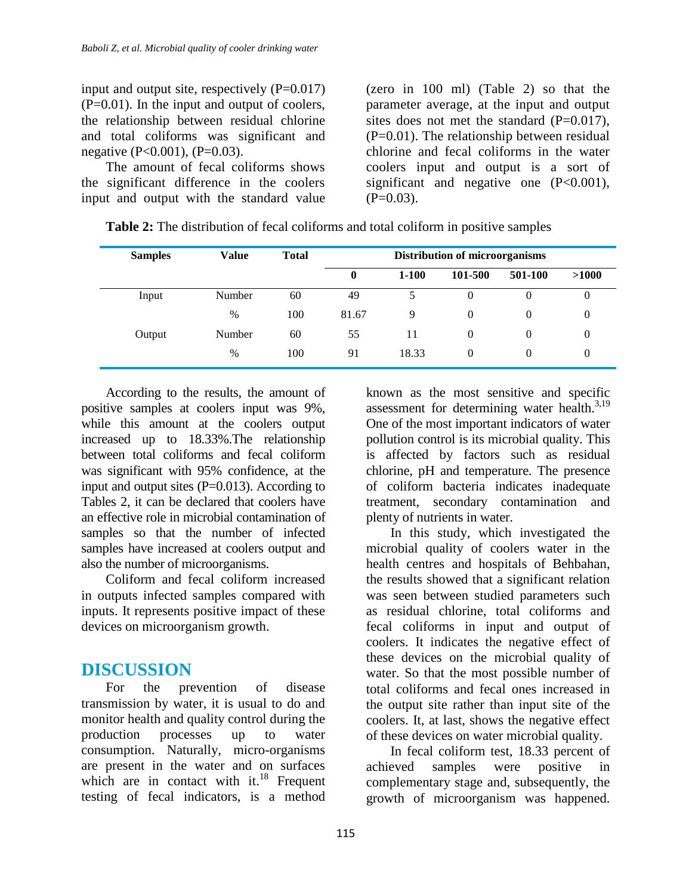input and output site, respectively (P=0.017) (P=0.01). In the input and output of coolers, the relationship between residual chlorine and total coliforms was significant and negative (P<0.001), (P=0.03).

The amount of fecal coliforms shows the significant difference in the coolers input and output with the standard value (zero in 100 ml) (Table 2) so that the parameter average, at the input and output sites does not met the standard (P=0.017), (P=0.01). The relationship between residual chlorine and fecal coliforms in the water coolers input and output is a sort of significant and negative one (P<0.001), (P=0.03).

**Table 2:** The distribution of fecal coliforms and total coliform in positive samples

| Samples | Value | Total | Distribution of microorganisms | | | | |
|---|---|---|---|---|---|---|---|
| | | | **0** | **1-100** | **101-500** | **501-100** | **>1000** |
| Input | Number | 60 | 49 | 5 | 0 | 0 | 0 |
| | % | 100 | 81.67 | 9 | 0 | 0 | 0 |
| Output | Number | 60 | 55 | 11 | 0 | 0 | 0 |
| | % | 100 | 91 | 18.33 | 0 | 0 | 0 |

According to the results, the amount of positive samples at coolers input was 9%, while this amount at the coolers output increased up to 18.33%.The relationship between total coliforms and fecal coliform was significant with 95% confidence, at the input and output sites (P=0.013). According to Tables 2, it can be declared that coolers have an effective role in microbial contamination of samples so that the number of infected samples have increased at coolers output and also the number of microorganisms.

Coliform and fecal coliform increased in outputs infected samples compared with inputs. It represents positive impact of these devices on microorganism growth.

## DISCUSSION

For the prevention of disease transmission by water, it is usual to do and monitor health and quality control during the production processes up to water consumption. Naturally, micro-organisms are present in the water and on surfaces which are in contact with it.[18] Frequent testing of fecal indicators, is a method known as the most sensitive and specific assessment for determining water health.[3,19] One of the most important indicators of water pollution control is its microbial quality. This is affected by factors such as residual chlorine, pH and temperature. The presence of coliform bacteria indicates inadequate treatment, secondary contamination and plenty of nutrients in water.

In this study, which investigated the microbial quality of coolers water in the health centres and hospitals of Behbahan, the results showed that a significant relation was seen between studied parameters such as residual chlorine, total coliforms and fecal coliforms in input and output of coolers. It indicates the negative effect of these devices on the microbial quality of water. So that the most possible number of total coliforms and fecal ones increased in the output site rather than input site of the coolers. It, at last, shows the negative effect of these devices on water microbial quality.

In fecal coliform test, 18.33 percent of achieved samples were positive in complementary stage and, subsequently, the growth of microorganism was happened.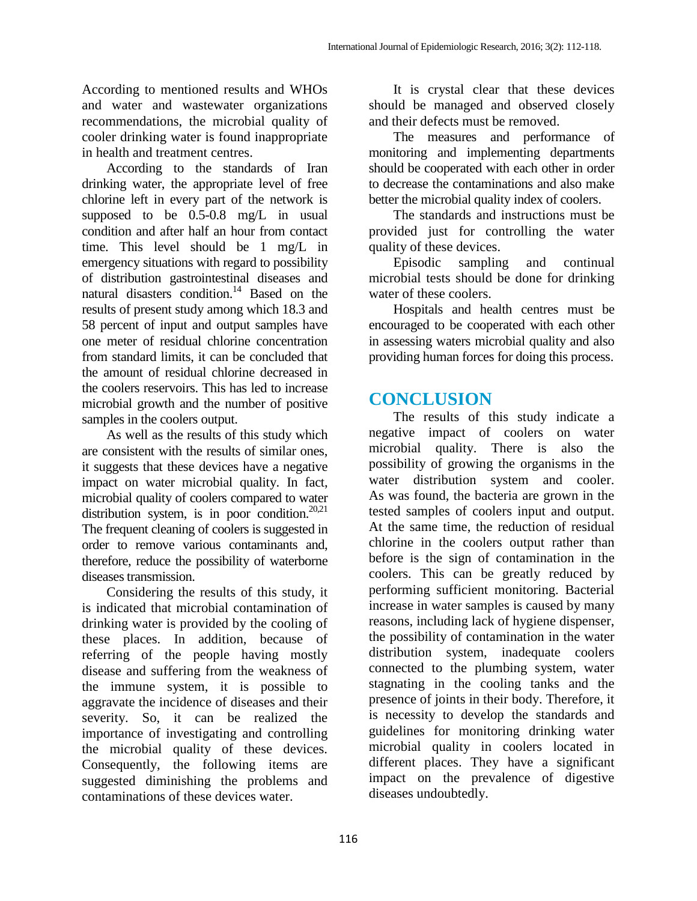According to mentioned results and WHOs and water and wastewater organizations recommendations, the microbial quality of cooler drinking water is found inappropriate in health and treatment centres.

According to the standards of Iran drinking water, the appropriate level of free chlorine left in every part of the network is supposed to be 0.5-0.8 mg/L in usual condition and after half an hour from contact time. This level should be 1 mg/L in emergency situations with regard to possibility of distribution gastrointestinal diseases and natural disasters condition.[14] Based on the results of present study among which 18.3 and 58 percent of input and output samples have one meter of residual chlorine concentration from standard limits, it can be concluded that the amount of residual chlorine decreased in the coolers reservoirs. This has led to increase microbial growth and the number of positive samples in the coolers output.

As well as the results of this study which are consistent with the results of similar ones, it suggests that these devices have a negative impact on water microbial quality. In fact, microbial quality of coolers compared to water distribution system, is in poor condition.[20,21] The frequent cleaning of coolers is suggested in order to remove various contaminants and, therefore, reduce the possibility of waterborne diseases transmission.

Considering the results of this study, it is indicated that microbial contamination of drinking water is provided by the cooling of these places. In addition, because of referring of the people having mostly disease and suffering from the weakness of the immune system, it is possible to aggravate the incidence of diseases and their severity. So, it can be realized the importance of investigating and controlling the microbial quality of these devices. Consequently, the following items are suggested diminishing the problems and contaminations of these devices water.

It is crystal clear that these devices should be managed and observed closely and their defects must be removed.

The measures and performance of monitoring and implementing departments should be cooperated with each other in order to decrease the contaminations and also make better the microbial quality index of coolers.

The standards and instructions must be provided just for controlling the water quality of these devices.

Episodic sampling and continual microbial tests should be done for drinking water of these coolers.

Hospitals and health centres must be encouraged to be cooperated with each other in assessing waters microbial quality and also providing human forces for doing this process.

# CONCLUSION

The results of this study indicate a negative impact of coolers on water microbial quality. There is also the possibility of growing the organisms in the water distribution system and cooler. As was found, the bacteria are grown in the tested samples of coolers input and output. At the same time, the reduction of residual chlorine in the coolers output rather than before is the sign of contamination in the coolers. This can be greatly reduced by performing sufficient monitoring. Bacterial increase in water samples is caused by many reasons, including lack of hygiene dispenser, the possibility of contamination in the water distribution system, inadequate coolers connected to the plumbing system, water stagnating in the cooling tanks and the presence of joints in their body. Therefore, it is necessity to develop the standards and guidelines for monitoring drinking water microbial quality in coolers located in different places. They have a significant impact on the prevalence of digestive diseases undoubtedly.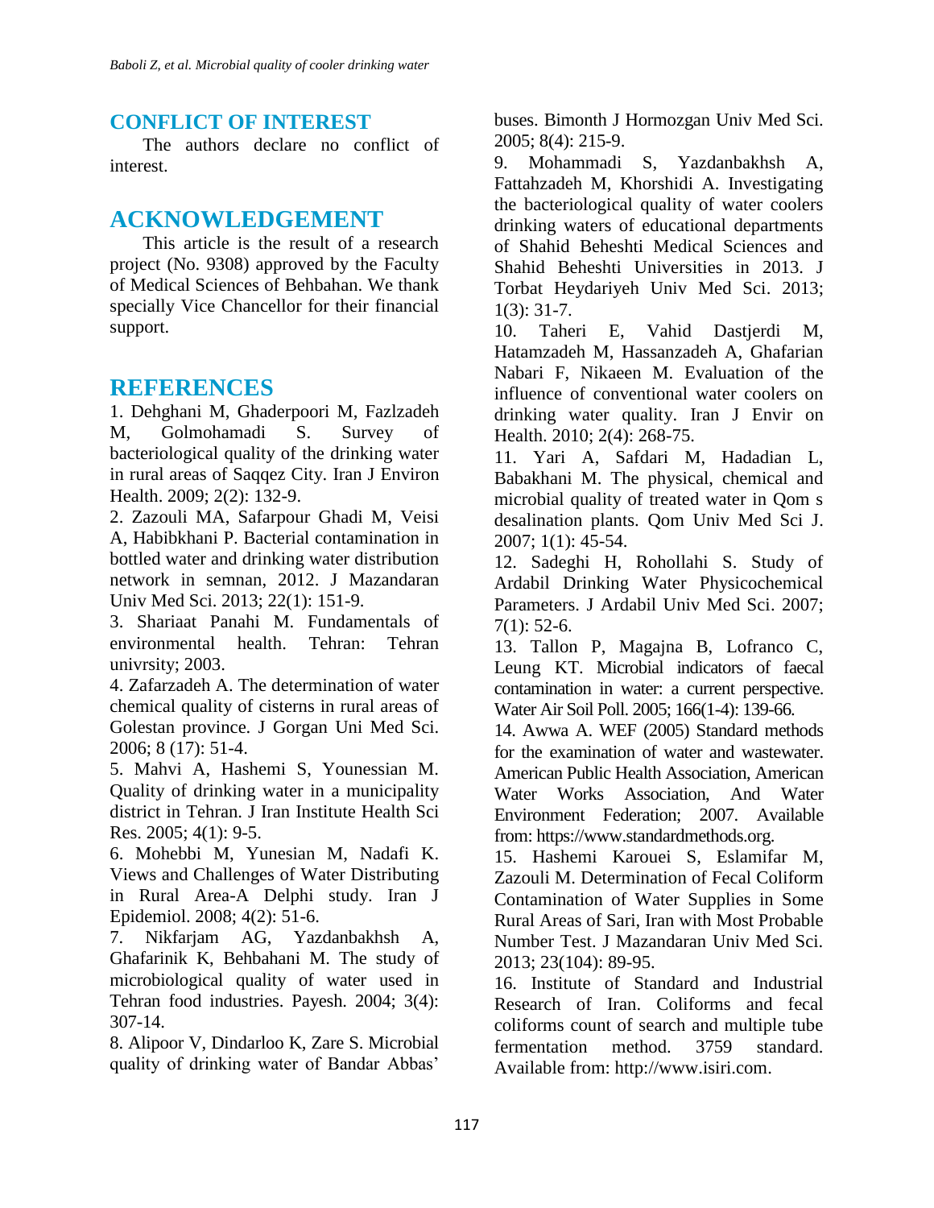## CONFLICT OF INTEREST

The authors declare no conflict of interest.

## ACKNOWLEDGEMENT

This article is the result of a research project (No. 9308) approved by the Faculty of Medical Sciences of Behbahan. We thank specially Vice Chancellor for their financial support.

## REFERENCES

1. Dehghani M, Ghaderpoori M, Fazlzadeh M, Golmohamadi S. Survey of bacteriological quality of the drinking water in rural areas of Saqqez City. Iran J Environ Health. 2009; 2(2): 132-9.
2. Zazouli MA, Safarpour Ghadi M, Veisi A, Habibkhani P. Bacterial contamination in bottled water and drinking water distribution network in semnan, 2012. J Mazandaran Univ Med Sci. 2013; 22(1): 151-9.
3. Shariaat Panahi M. Fundamentals of environmental health. Tehran: Tehran univrsity; 2003.
4. Zafarzadeh A. The determination of water chemical quality of cisterns in rural areas of Golestan province. J Gorgan Uni Med Sci. 2006; 8 (17): 51-4.
5. Mahvi A, Hashemi S, Younessian M. Quality of drinking water in a municipality district in Tehran. J Iran Institute Health Sci Res. 2005; 4(1): 9-5.
6. Mohebbi M, Yunesian M, Nadafi K. Views and Challenges of Water Distributing in Rural Area-A Delphi study. Iran J Epidemiol. 2008; 4(2): 51-6.
7. Nikfarjam AG, Yazdanbakhsh A, Ghafarinik K, Behbahani M. The study of microbiological quality of water used in Tehran food industries. Payesh. 2004; 3(4): 307-14.
8. Alipoor V, Dindarloo K, Zare S. Microbial quality of drinking water of Bandar Abbas' buses. Bimonth J Hormozgan Univ Med Sci. 2005; 8(4): 215-9.
9. Mohammadi S, Yazdanbakhsh A, Fattahzadeh M, Khorshidi A. Investigating the bacteriological quality of water coolers drinking waters of educational departments of Shahid Beheshti Medical Sciences and Shahid Beheshti Universities in 2013. J Torbat Heydariyeh Univ Med Sci. 2013; 1(3): 31-7.
10. Taheri E, Vahid Dastjerdi M, Hatamzadeh M, Hassanzadeh A, Ghafarian Nabari F, Nikaeen M. Evaluation of the influence of conventional water coolers on drinking water quality. Iran J Envir on Health. 2010; 2(4): 268-75.
11. Yari A, Safdari M, Hadadian L, Babakhani M. The physical, chemical and microbial quality of treated water in Qom s desalination plants. Qom Univ Med Sci J. 2007; 1(1): 45-54.
12. Sadeghi H, Rohollahi S. Study of Ardabil Drinking Water Physicochemical Parameters. J Ardabil Univ Med Sci. 2007; 7(1): 52-6.
13. Tallon P, Magajna B, Lofranco C, Leung KT. Microbial indicators of faecal contamination in water: a current perspective. Water Air Soil Poll. 2005; 166(1-4): 139-66.
14. Awwa A. WEF (2005) Standard methods for the examination of water and wastewater. American Public Health Association, American Water Works Association, And Water Environment Federation; 2007. Available from: https://www.standardmethods.org.
15. Hashemi Karouei S, Eslamifar M, Zazouli M. Determination of Fecal Coliform Contamination of Water Supplies in Some Rural Areas of Sari, Iran with Most Probable Number Test. J Mazandaran Univ Med Sci. 2013; 23(104): 89-95.
16. Institute of Standard and Industrial Research of Iran. Coliforms and fecal coliforms count of search and multiple tube fermentation method. 3759 standard. Available from: http://www.isiri.com.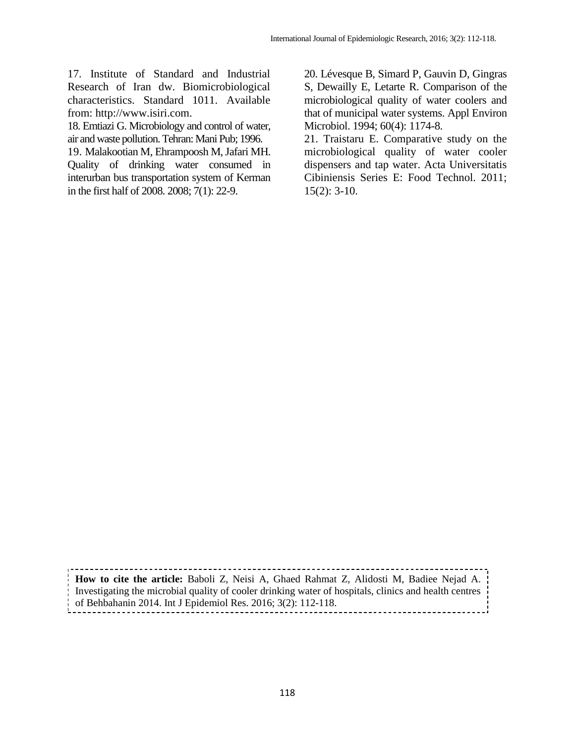17. Institute of Standard and Industrial Research of Iran dw. Biomicrobiological characteristics. Standard 1011. Available from: http://www.isiri.com.

18. Emtiazi G. Microbiology and control of water, air and waste pollution. Tehran: Mani Pub; 1996.

19. Malakootian M, Ehrampoosh M, Jafari MH. Quality of drinking water consumed in interurban bus transportation system of Kerman in the first half of 2008. 2008; 7(1): 22-9.

20. Lévesque B, Simard P, Gauvin D, Gingras S, Dewailly E, Letarte R. Comparison of the microbiological quality of water coolers and that of municipal water systems. Appl Environ Microbiol. 1994; 60(4): 1174-8.

21. Traistaru E. Comparative study on the microbiological quality of water cooler dispensers and tap water. Acta Universitatis Cibiniensis Series E: Food Technol. 2011; 15(2): 3-10.

**How to cite the article:** Baboli Z, Neisi A, Ghaed Rahmat Z, Alidosti M, Badiee Nejad A. Investigating the microbial quality of cooler drinking water of hospitals, clinics and health centres of Behbahanin 2014. Int J Epidemiol Res. 2016; 3(2): 112-118.